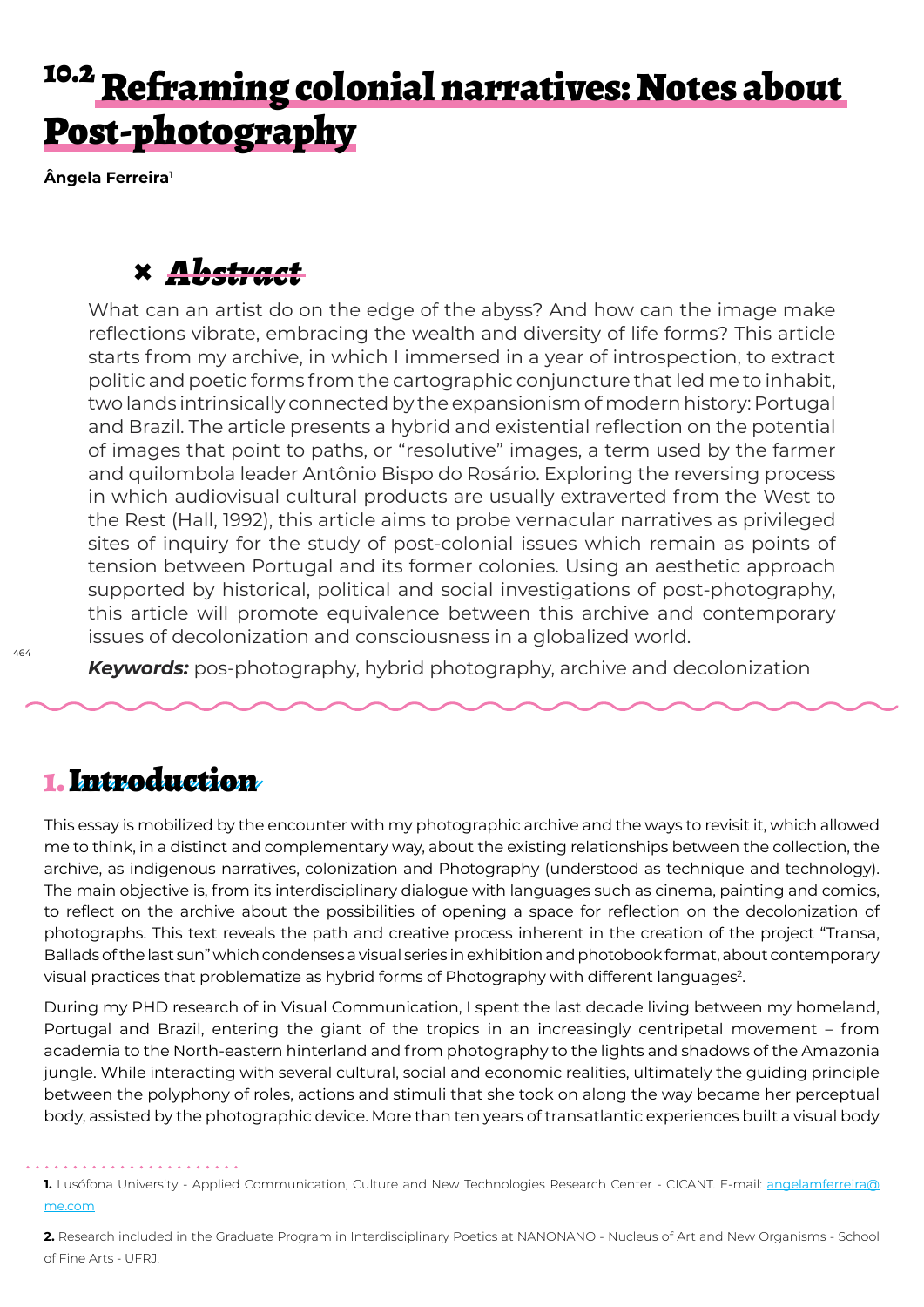# 10.2 Reframing colonial narratives: Notes about Post-photography

**Ângela Ferreira**[1]

## Abstract

What can an artist do on the edge of the abyss? And how can the image make reflections vibrate, embracing the wealth and diversity of life forms? This article starts from my archive, in which I immersed in a year of introspection, to extract politic and poetic forms from the cartographic conjuncture that led me to inhabit, two lands intrinsically connected by the expansionism of modern history: Portugal and Brazil. The article presents a hybrid and existential reflection on the potential of images that point to paths, or "resolutive" images, a term used by the farmer and quilombola leader Antônio Bispo do Rosário. Exploring the reversing process in which audiovisual cultural products are usually extraverted from the West to the Rest (Hall, 1992), this article aims to probe vernacular narratives as privileged sites of inquiry for the study of post-colonial issues which remain as points of tension between Portugal and its former colonies. Using an aesthetic approach supported by historical, political and social investigations of post-photography, this article will promote equivalence between this archive and contemporary issues of decolonization and consciousness in a globalized world.

***Keywords:*** pos-photography, hybrid photography, archive and decolonization

## 1. Introduction

This essay is mobilized by the encounter with my photographic archive and the ways to revisit it, which allowed me to think, in a distinct and complementary way, about the existing relationships between the collection, the archive, as indigenous narratives, colonization and Photography (understood as technique and technology). The main objective is, from its interdisciplinary dialogue with languages such as cinema, painting and comics, to reflect on the archive about the possibilities of opening a space for reflection on the decolonization of photographs. This text reveals the path and creative process inherent in the creation of the project "Transa, Ballads of the last sun" which condenses a visual series in exhibition and photobook format, about contemporary visual practices that problematize as hybrid forms of Photography with different languages[2].

During my PHD research of in Visual Communication, I spent the last decade living between my homeland, Portugal and Brazil, entering the giant of the tropics in an increasingly centripetal movement – from academia to the North-eastern hinterland and from photography to the lights and shadows of the Amazonia jungle. While interacting with several cultural, social and economic realities, ultimately the guiding principle between the polyphony of roles, actions and stimuli that she took on along the way became her perceptual body, assisted by the photographic device. More than ten years of transatlantic experiences built a visual body

---

1. Lusófona University - Applied Communication, Culture and New Technologies Research Center - CICANT. E-mail: angelamferreira@me.com

2. Research included in the Graduate Program in Interdisciplinary Poetics at NANONANO - Nucleus of Art and New Organisms - School of Fine Arts - UFRJ.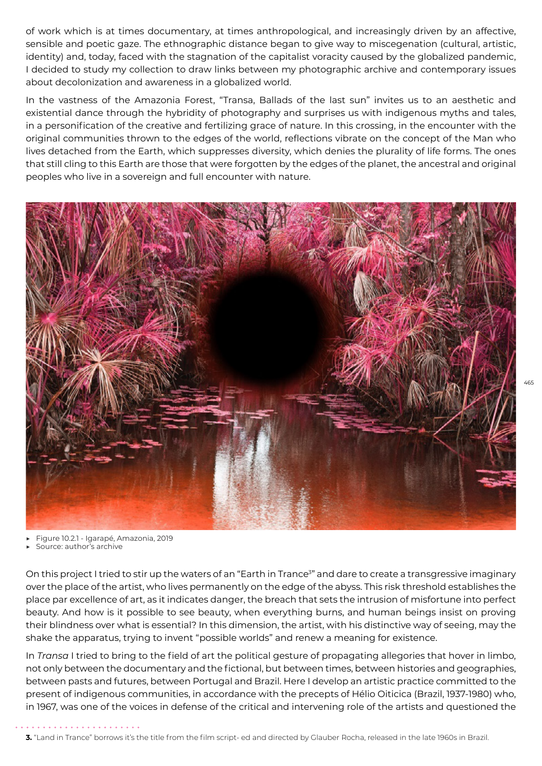of work which is at times documentary, at times anthropological, and increasingly driven by an affective, sensible and poetic gaze. The ethnographic distance began to give way to miscegenation (cultural, artistic, identity) and, today, faced with the stagnation of the capitalist voracity caused by the globalized pandemic, I decided to study my collection to draw links between my photographic archive and contemporary issues about decolonization and awareness in a globalized world.

In the vastness of the Amazonia Forest, "Transa, Ballads of the last sun" invites us to an aesthetic and existential dance through the hybridity of photography and surprises us with indigenous myths and tales, in a personification of the creative and fertilizing grace of nature. In this crossing, in the encounter with the original communities thrown to the edges of the world, reflections vibrate on the concept of the Man who lives detached from the Earth, which suppresses diversity, which denies the plurality of life forms. The ones that still cling to this Earth are those that were forgotten by the edges of the planet, the ancestral and original peoples who live in a sovereign and full encounter with nature.

- Figure 10.2.1 - Igarapé, Amazonia, 2019
- Source: author's archive

On this project I tried to stir up the waters of an "Earth in Trance[3]" and dare to create a transgressive imaginary over the place of the artist, who lives permanently on the edge of the abyss. This risk threshold establishes the place par excellence of art, as it indicates danger, the breach that sets the intrusion of misfortune into perfect beauty. And how is it possible to see beauty, when everything burns, and human beings insist on proving their blindness over what is essential? In this dimension, the artist, with his distinctive way of seeing, may the shake the apparatus, trying to invent "possible worlds" and renew a meaning for existence.

In *Transa* I tried to bring to the field of art the political gesture of propagating allegories that hover in limbo, not only between the documentary and the fictional, but between times, between histories and geographies, between pasts and futures, between Portugal and Brazil. Here I develop an artistic practice committed to the present of indigenous communities, in accordance with the precepts of Hélio Oiticica (Brazil, 1937-1980) who, in 1967, was one of the voices in defense of the critical and intervening role of the artists and questioned the

**3.** "Land in Trance" borrows it's the title from the film script- ed and directed by Glauber Rocha, released in the late 1960s in Brazil.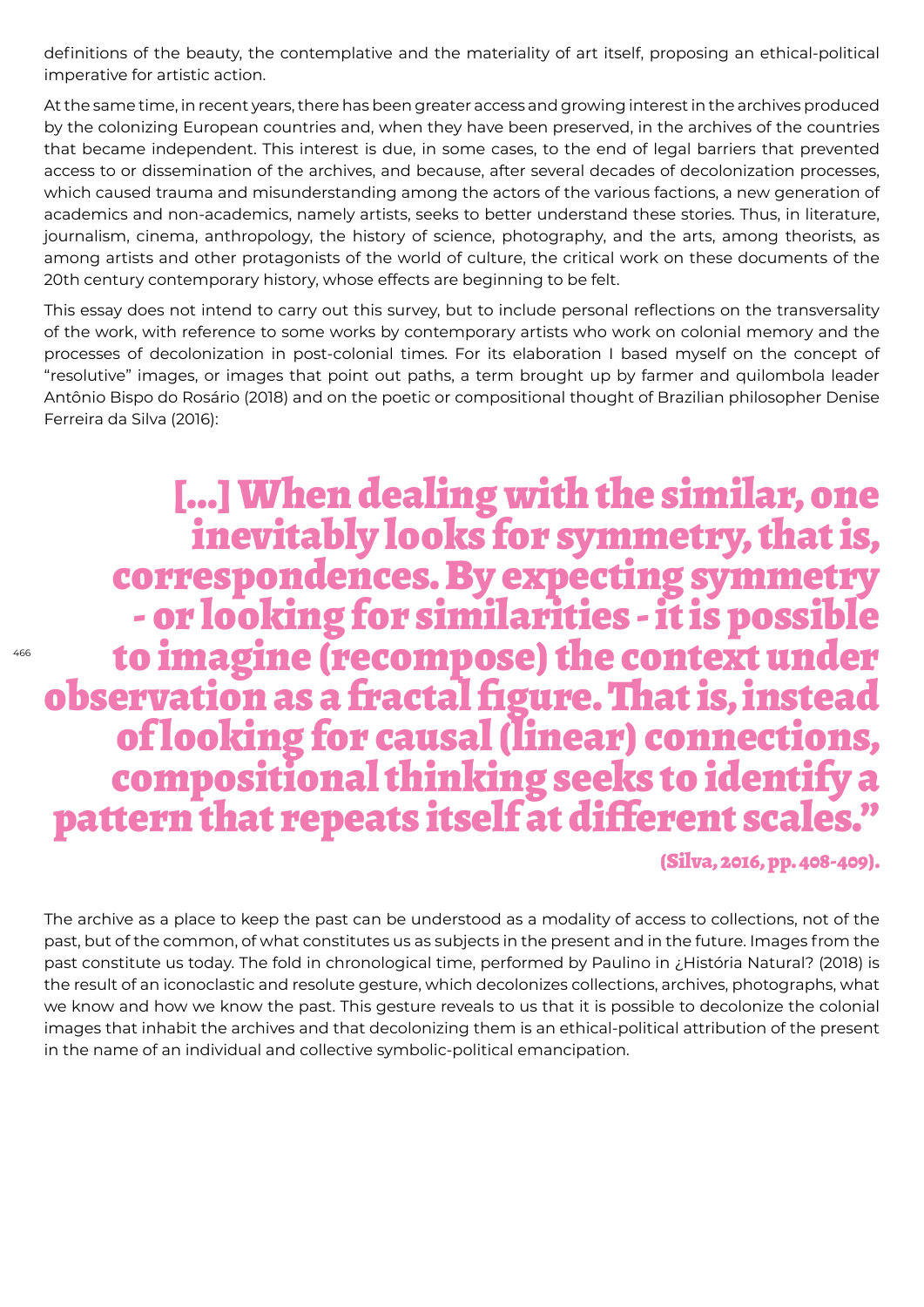definitions of the beauty, the contemplative and the materiality of art itself, proposing an ethical-political imperative for artistic action.

At the same time, in recent years, there has been greater access and growing interest in the archives produced by the colonizing European countries and, when they have been preserved, in the archives of the countries that became independent. This interest is due, in some cases, to the end of legal barriers that prevented access to or dissemination of the archives, and because, after several decades of decolonization processes, which caused trauma and misunderstanding among the actors of the various factions, a new generation of academics and non-academics, namely artists, seeks to better understand these stories. Thus, in literature, journalism, cinema, anthropology, the history of science, photography, and the arts, among theorists, as among artists and other protagonists of the world of culture, the critical work on these documents of the 20th century contemporary history, whose effects are beginning to be felt.

This essay does not intend to carry out this survey, but to include personal reflections on the transversality of the work, with reference to some works by contemporary artists who work on colonial memory and the processes of decolonization in post-colonial times. For its elaboration I based myself on the concept of "resolutive" images, or images that point out paths, a term brought up by farmer and quilombola leader Antônio Bispo do Rosário (2018) and on the poetic or compositional thought of Brazilian philosopher Denise Ferreira da Silva (2016):

> **[...] When dealing with the similar, one inevitably looks for symmetry, that is, correspondences. By expecting symmetry - or looking for similarities - it is possible to imagine (recompose) the context under observation as a fractal figure. That is, instead of looking for causal (linear) connections, compositional thinking seeks to identify a pattern that repeats itself at different scales."**
>
> **(Silva, 2016, pp. 408-409).**

The archive as a place to keep the past can be understood as a modality of access to collections, not of the past, but of the common, of what constitutes us as subjects in the present and in the future. Images from the past constitute us today. The fold in chronological time, performed by Paulino in ¿História Natural? (2018) is the result of an iconoclastic and resolute gesture, which decolonizes collections, archives, photographs, what we know and how we know the past. This gesture reveals to us that it is possible to decolonize the colonial images that inhabit the archives and that decolonizing them is an ethical-political attribution of the present in the name of an individual and collective symbolic-political emancipation.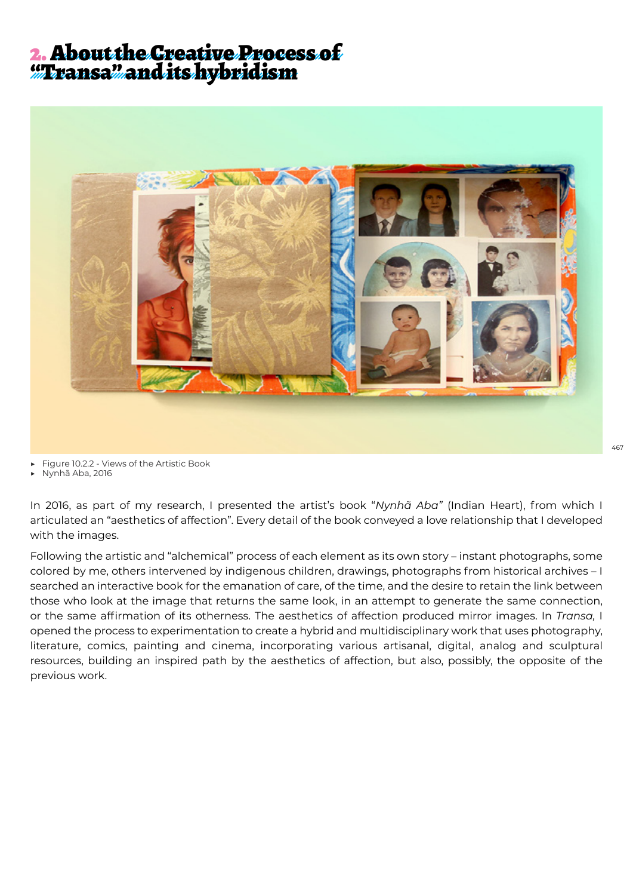## 2. About the Creative Process of "Transa" and its hybridism

- Figure 10.2.2 - Views of the Artistic Book
- Nynhã Aba, 2016

In 2016, as part of my research, I presented the artist's book "*Nynhã Aba*" (Indian Heart), from which I articulated an "aesthetics of affection". Every detail of the book conveyed a love relationship that I developed with the images.

Following the artistic and "alchemical" process of each element as its own story – instant photographs, some colored by me, others intervened by indigenous children, drawings, photographs from historical archives – I searched an interactive book for the emanation of care, of the time, and the desire to retain the link between those who look at the image that returns the same look, in an attempt to generate the same connection, or the same affirmation of its otherness. The aesthetics of affection produced mirror images. In *Transa,* I opened the process to experimentation to create a hybrid and multidisciplinary work that uses photography, literature, comics, painting and cinema, incorporating various artisanal, digital, analog and sculptural resources, building an inspired path by the aesthetics of affection, but also, possibly, the opposite of the previous work.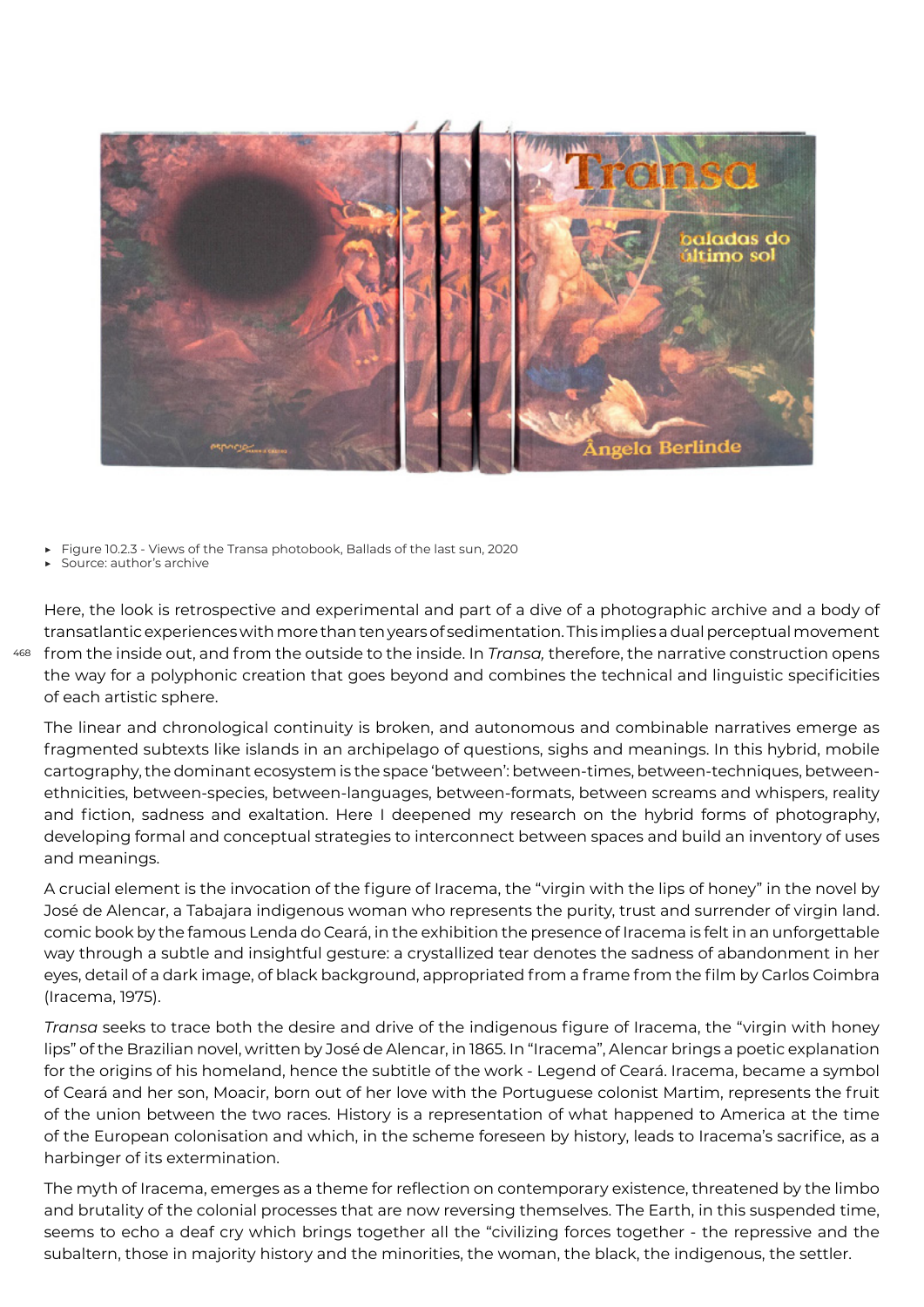- Figure 10.2.3 - Views of the Transa photobook, Ballads of the last sun, 2020
- Source: author's archive

Here, the look is retrospective and experimental and part of a dive of a photographic archive and a body of transatlantic experiences with more than ten years of sedimentation. This implies a dual perceptual movement from the inside out, and from the outside to the inside. In *Transa,* therefore, the narrative construction opens the way for a polyphonic creation that goes beyond and combines the technical and linguistic specificities of each artistic sphere.

The linear and chronological continuity is broken, and autonomous and combinable narratives emerge as fragmented subtexts like islands in an archipelago of questions, sighs and meanings. In this hybrid, mobile cartography, the dominant ecosystem is the space 'between': between-times, between-techniques, between-ethnicities, between-species, between-languages, between-formats, between screams and whispers, reality and fiction, sadness and exaltation. Here I deepened my research on the hybrid forms of photography, developing formal and conceptual strategies to interconnect between spaces and build an inventory of uses and meanings.

A crucial element is the invocation of the figure of Iracema, the "virgin with the lips of honey" in the novel by José de Alencar, a Tabajara indigenous woman who represents the purity, trust and surrender of virgin land. comic book by the famous Lenda do Ceará, in the exhibition the presence of Iracema is felt in an unforgettable way through a subtle and insightful gesture: a crystallized tear denotes the sadness of abandonment in her eyes, detail of a dark image, of black background, appropriated from a frame from the film by Carlos Coimbra (Iracema, 1975).

*Transa* seeks to trace both the desire and drive of the indigenous figure of Iracema, the "virgin with honey lips" of the Brazilian novel, written by José de Alencar, in 1865. In "Iracema", Alencar brings a poetic explanation for the origins of his homeland, hence the subtitle of the work - Legend of Ceará. Iracema, became a symbol of Ceará and her son, Moacir, born out of her love with the Portuguese colonist Martim, represents the fruit of the union between the two races. History is a representation of what happened to America at the time of the European colonisation and which, in the scheme foreseen by history, leads to Iracema's sacrifice, as a harbinger of its extermination.

The myth of Iracema, emerges as a theme for reflection on contemporary existence, threatened by the limbo and brutality of the colonial processes that are now reversing themselves. The Earth, in this suspended time, seems to echo a deaf cry which brings together all the "civilizing forces together - the repressive and the subaltern, those in majority history and the minorities, the woman, the black, the indigenous, the settler.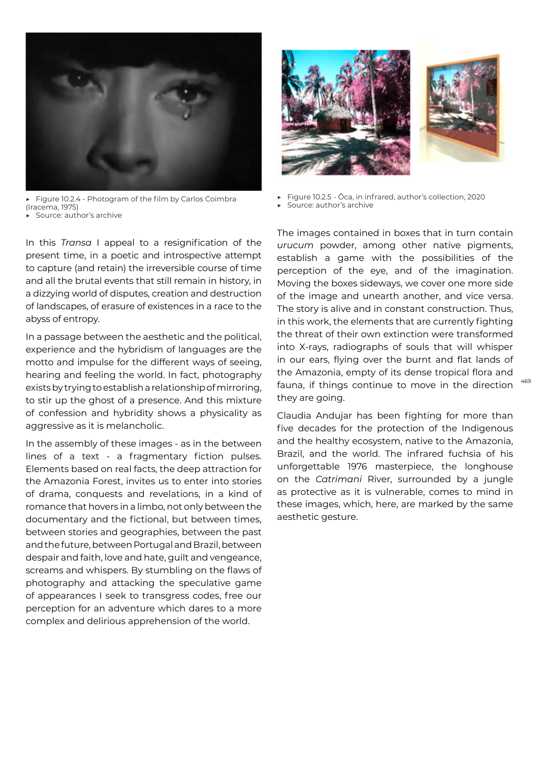▸ Figure 10.2.4 - Photogram of the film by Carlos Coimbra (Iracema, 1975)
▸ Source: author's archive

In this *Transa* I appeal to a resignification of the present time, in a poetic and introspective attempt to capture (and retain) the irreversible course of time and all the brutal events that still remain in history, in a dizzying world of disputes, creation and destruction of landscapes, of erasure of existences in a race to the abyss of entropy.

In a passage between the aesthetic and the political, experience and the hybridism of languages are the motto and impulse for the different ways of seeing, hearing and feeling the world. In fact, photography exists by trying to establish a relationship of mirroring, to stir up the ghost of a presence. And this mixture of confession and hybridity shows a physicality as aggressive as it is melancholic.

In the assembly of these images - as in the between lines of a text - a fragmentary fiction pulses. Elements based on real facts, the deep attraction for the Amazonia Forest, invites us to enter into stories of drama, conquests and revelations, in a kind of romance that hovers in a limbo, not only between the documentary and the fictional, but between times, between stories and geographies, between the past and the future, between Portugal and Brazil, between despair and faith, love and hate, guilt and vengeance, screams and whispers. By stumbling on the flaws of photography and attacking the speculative game of appearances I seek to transgress codes, free our perception for an adventure which dares to a more complex and delirious apprehension of the world.

▸ Figure 10.2.5 - Ôca, in infrared, author's collection, 2020
▸ Source: author's archive

The images contained in boxes that in turn contain *urucum* powder, among other native pigments, establish a game with the possibilities of the perception of the eye, and of the imagination. Moving the boxes sideways, we cover one more side of the image and unearth another, and vice versa. The story is alive and in constant construction. Thus, in this work, the elements that are currently fighting the threat of their own extinction were transformed into X-rays, radiographs of souls that will whisper in our ears, flying over the burnt and flat lands of the Amazonia, empty of its dense tropical flora and fauna, if things continue to move in the direction they are going.

Claudia Andujar has been fighting for more than five decades for the protection of the Indigenous and the healthy ecosystem, native to the Amazonia, Brazil, and the world. The infrared fuchsia of his unforgettable 1976 masterpiece, the longhouse on the *Catrimani* River, surrounded by a jungle as protective as it is vulnerable, comes to mind in these images, which, here, are marked by the same aesthetic gesture.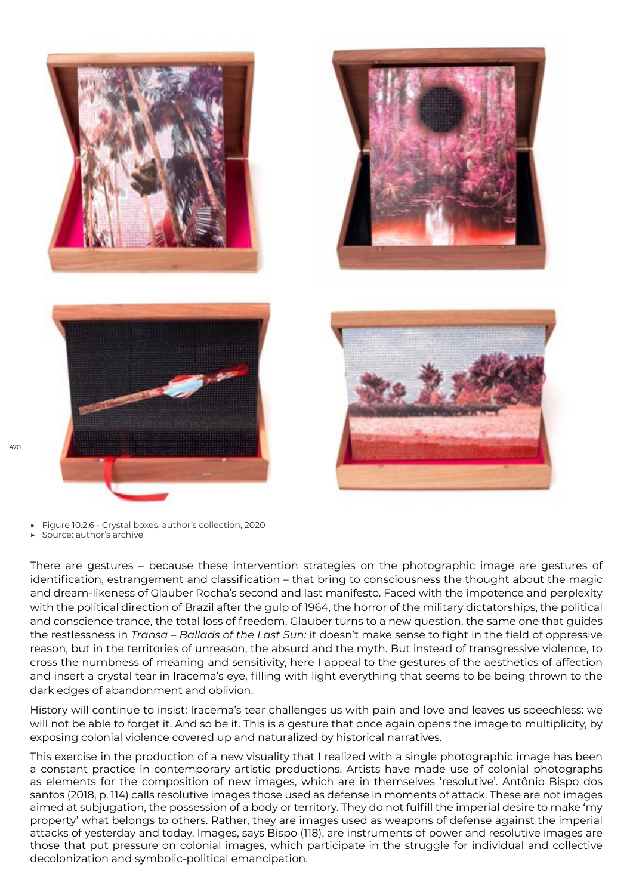- Figure 10.2.6 - Crystal boxes, author's collection, 2020
- Source: author's archive

There are gestures – because these intervention strategies on the photographic image are gestures of identification, estrangement and classification – that bring to consciousness the thought about the magic and dream-likeness of Glauber Rocha's second and last manifesto. Faced with the impotence and perplexity with the political direction of Brazil after the gulp of 1964, the horror of the military dictatorships, the political and conscience trance, the total loss of freedom, Glauber turns to a new question, the same one that guides the restlessness in *Transa – Ballads of the Last Sun:* it doesn't make sense to fight in the field of oppressive reason, but in the territories of unreason, the absurd and the myth. But instead of transgressive violence, to cross the numbness of meaning and sensitivity, here I appeal to the gestures of the aesthetics of affection and insert a crystal tear in Iracema's eye, filling with light everything that seems to be being thrown to the dark edges of abandonment and oblivion.

History will continue to insist: Iracema's tear challenges us with pain and love and leaves us speechless: we will not be able to forget it. And so be it. This is a gesture that once again opens the image to multiplicity, by exposing colonial violence covered up and naturalized by historical narratives.

This exercise in the production of a new visuality that I realized with a single photographic image has been a constant practice in contemporary artistic productions. Artists have made use of colonial photographs as elements for the composition of new images, which are in themselves 'resolutive'. Antônio Bispo dos santos (2018, p. 114) calls resolutive images those used as defense in moments of attack. These are not images aimed at subjugation, the possession of a body or territory. They do not fulfill the imperial desire to make 'my property' what belongs to others. Rather, they are images used as weapons of defense against the imperial attacks of yesterday and today. Images, says Bispo (118), are instruments of power and resolutive images are those that put pressure on colonial images, which participate in the struggle for individual and collective decolonization and symbolic-political emancipation.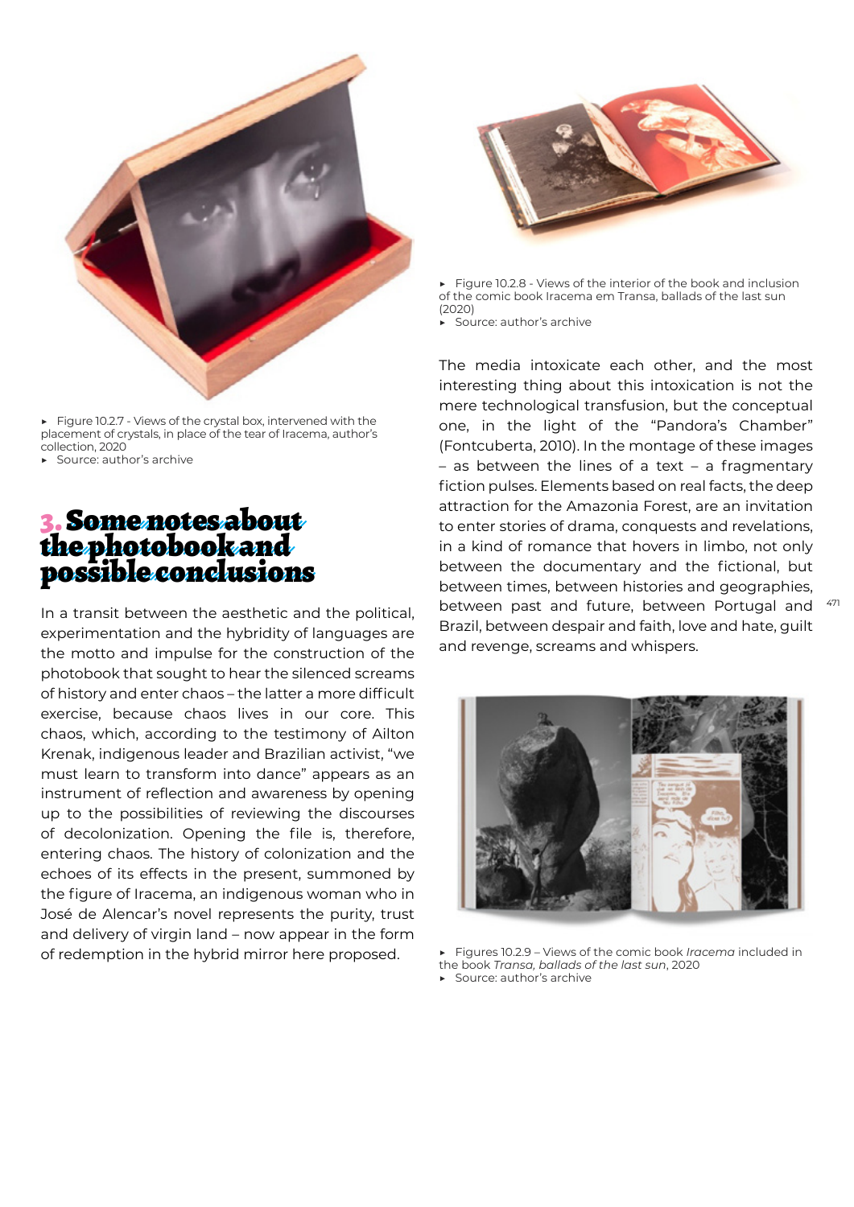▸ Figure 10.2.7 - Views of the crystal box, intervened with the placement of crystals, in place of the tear of Iracema, author's collection, 2020
▸ Source: author's archive

## 3. Some notes about the photobook and possible conclusions

In a transit between the aesthetic and the political, experimentation and the hybridity of languages are the motto and impulse for the construction of the photobook that sought to hear the silenced screams of history and enter chaos – the latter a more difficult exercise, because chaos lives in our core. This chaos, which, according to the testimony of Ailton Krenak, indigenous leader and Brazilian activist, "we must learn to transform into dance" appears as an instrument of reflection and awareness by opening up to the possibilities of reviewing the discourses of decolonization. Opening the file is, therefore, entering chaos. The history of colonization and the echoes of its effects in the present, summoned by the figure of Iracema, an indigenous woman who in José de Alencar's novel represents the purity, trust and delivery of virgin land – now appear in the form of redemption in the hybrid mirror here proposed.

▸ Figure 10.2.8 - Views of the interior of the book and inclusion of the comic book Iracema em Transa, ballads of the last sun (2020)
▸ Source: author's archive

The media intoxicate each other, and the most interesting thing about this intoxication is not the mere technological transfusion, but the conceptual one, in the light of the "Pandora's Chamber" (Fontcuberta, 2010). In the montage of these images – as between the lines of a text – a fragmentary fiction pulses. Elements based on real facts, the deep attraction for the Amazonia Forest, are an invitation to enter stories of drama, conquests and revelations, in a kind of romance that hovers in limbo, not only between the documentary and the fictional, but between times, between histories and geographies, between past and future, between Portugal and Brazil, between despair and faith, love and hate, guilt and revenge, screams and whispers.

▸ Figures 10.2.9 – Views of the comic book *Iracema* included in the book *Transa, ballads of the last sun*, 2020
▸ Source: author's archive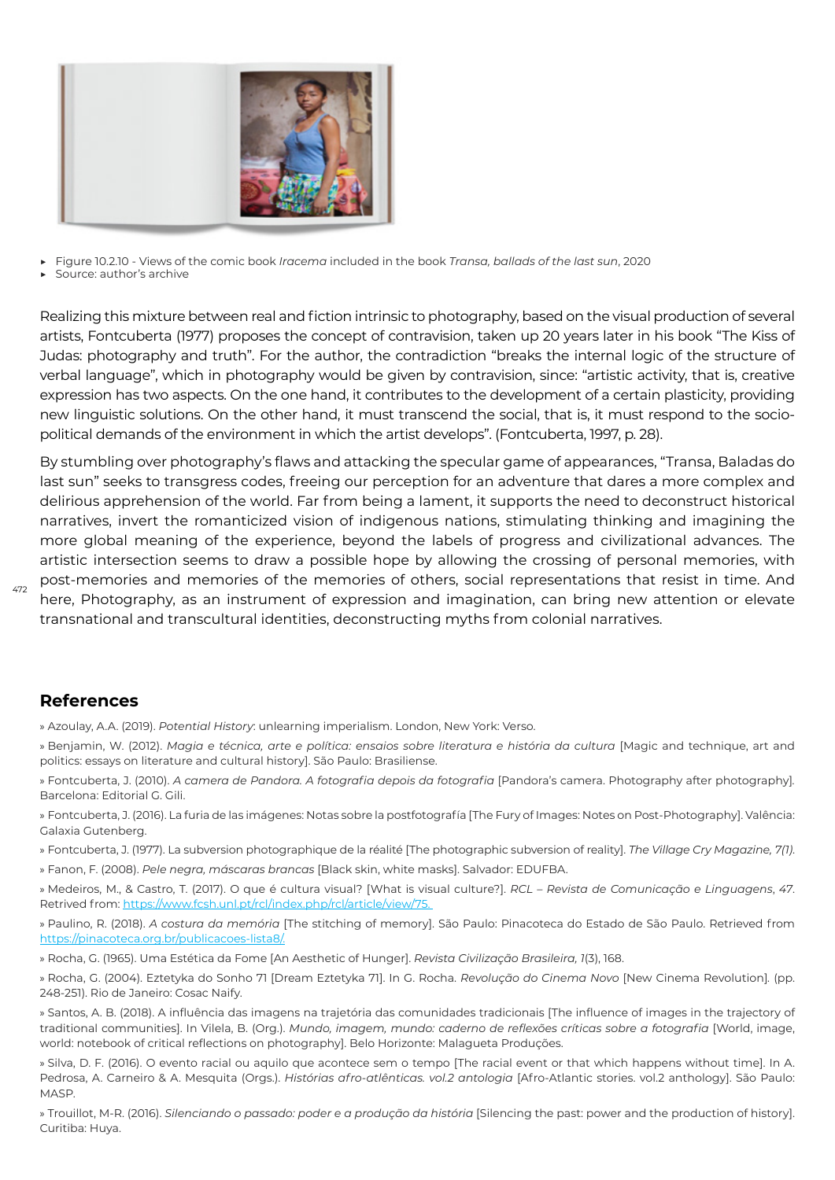- Figure 10.2.10 - Views of the comic book *Iracema* included in the book *Transa, ballads of the last sun*, 2020
- Source: author's archive

Realizing this mixture between real and fiction intrinsic to photography, based on the visual production of several artists, Fontcuberta (1977) proposes the concept of contravision, taken up 20 years later in his book "The Kiss of Judas: photography and truth". For the author, the contradiction "breaks the internal logic of the structure of verbal language", which in photography would be given by contravision, since: "artistic activity, that is, creative expression has two aspects. On the one hand, it contributes to the development of a certain plasticity, providing new linguistic solutions. On the other hand, it must transcend the social, that is, it must respond to the socio-political demands of the environment in which the artist develops". (Fontcuberta, 1997, p. 28).

By stumbling over photography's flaws and attacking the specular game of appearances, "Transa, Baladas do last sun" seeks to transgress codes, freeing our perception for an adventure that dares a more complex and delirious apprehension of the world. Far from being a lament, it supports the need to deconstruct historical narratives, invert the romanticized vision of indigenous nations, stimulating thinking and imagining the more global meaning of the experience, beyond the labels of progress and civilizational advances. The artistic intersection seems to draw a possible hope by allowing the crossing of personal memories, with post-memories and memories of the memories of others, social representations that resist in time. And here, Photography, as an instrument of expression and imagination, can bring new attention or elevate transnational and transcultural identities, deconstructing myths from colonial narratives.

## References

» Azoulay, A.A. (2019). *Potential History*: unlearning imperialism. London, New York: Verso.

» Benjamin, W. (2012). *Magia e técnica, arte e política: ensaios sobre literatura e história da cultura* [Magic and technique, art and politics: essays on literature and cultural history]. São Paulo: Brasiliense.

» Fontcuberta, J. (2010). *A camera de Pandora. A fotografia depois da fotografia* [Pandora's camera. Photography after photography]. Barcelona: Editorial G. Gili.

» Fontcuberta, J. (2016). La furia de las imágenes: Notas sobre la postfotografía [The Fury of Images: Notes on Post-Photography]. Valência: Galaxia Gutenberg.

» Fontcuberta, J. (1977). La subversion photographique de la réalité [The photographic subversion of reality]. *The Village Cry Magazine, 7(1).*

» Fanon, F. (2008). *Pele negra, máscaras brancas* [Black skin, white masks]. Salvador: EDUFBA.

» Medeiros, M., & Castro, T. (2017). O que é cultura visual? [What is visual culture?]. *RCL – Revista de Comunicação e Linguagens*, *47*. Retrived from: https://www.fcsh.unl.pt/rcl/index.php/rcl/article/view/75.

» Paulino, R. (2018). *A costura da memória* [The stitching of memory]. São Paulo: Pinacoteca do Estado de São Paulo. Retrieved from https://pinacoteca.org.br/publicacoes-lista8/.

» Rocha, G. (1965). Uma Estética da Fome [An Aesthetic of Hunger]. *Revista Civilização Brasileira, 1*(3), 168.

» Rocha, G. (2004). Eztetyka do Sonho 71 [Dream Eztetyka 71]. In G. Rocha. *Revolução do Cinema Novo* [New Cinema Revolution]. (pp. 248-251). Rio de Janeiro: Cosac Naify.

» Santos, A. B. (2018). A influência das imagens na trajetória das comunidades tradicionais [The influence of images in the trajectory of traditional communities]. In Vilela, B. (Org.). *Mundo, imagem, mundo: caderno de reflexões críticas sobre a fotografia* [World, image, world: notebook of critical reflections on photography]. Belo Horizonte: Malagueta Produções.

» Silva, D. F. (2016). O evento racial ou aquilo que acontece sem o tempo [The racial event or that which happens without time]. In A. Pedrosa, A. Carneiro & A. Mesquita (Orgs.). *Histórias afro-atlênticas. vol.2 antologia* [Afro-Atlantic stories. vol.2 anthology]. São Paulo: MASP.

» Trouillot, M-R. (2016). *Silenciando o passado: poder e a produção da história* [Silencing the past: power and the production of history]. Curitiba: Huya.